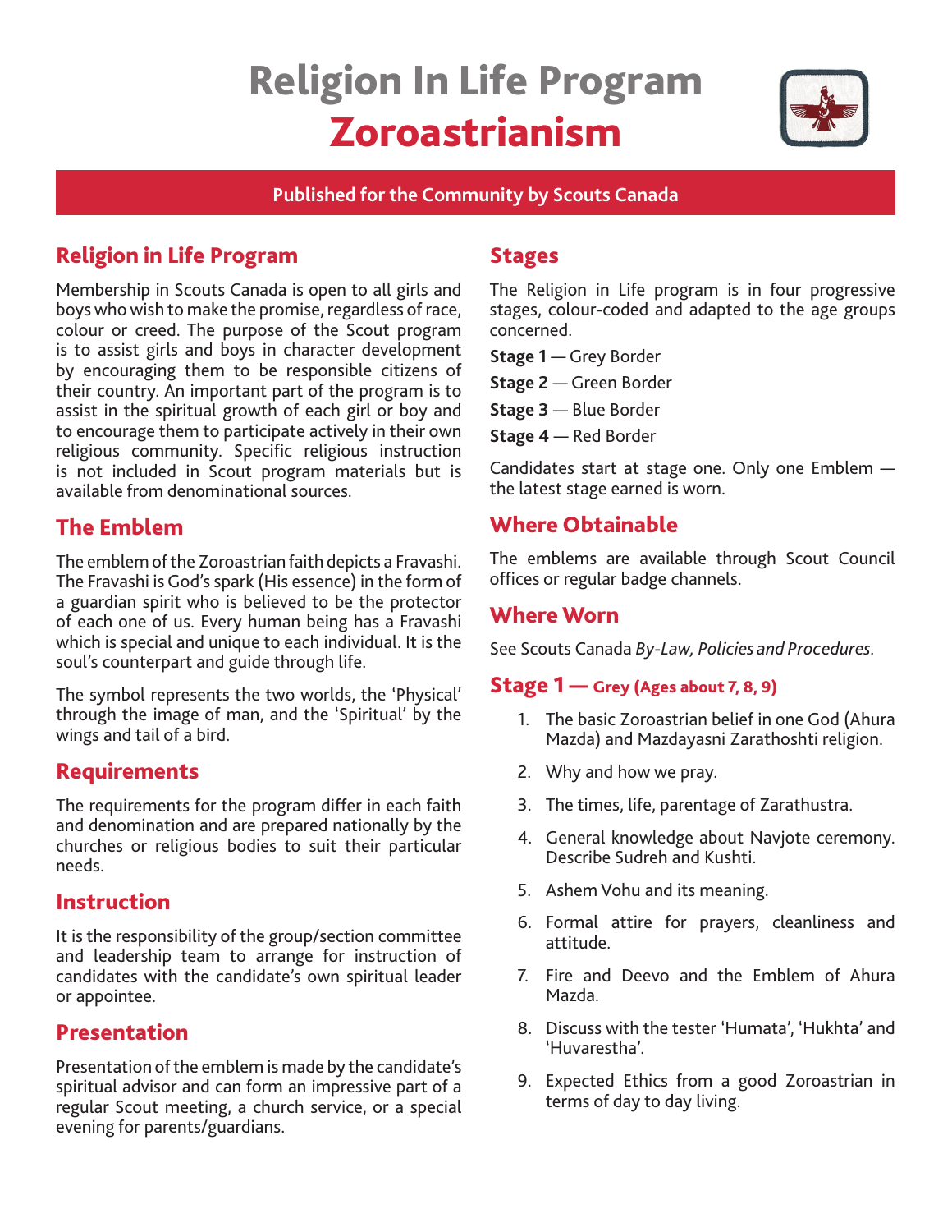# Religion In Life Program
# Zoroastrianism

**Published for the Community by Scouts Canada**

## Religion in Life Program

Membership in Scouts Canada is open to all girls and boys who wish to make the promise, regardless of race, colour or creed. The purpose of the Scout program is to assist girls and boys in character development by encouraging them to be responsible citizens of their country. An important part of the program is to assist in the spiritual growth of each girl or boy and to encourage them to participate actively in their own religious community. Specific religious instruction is not included in Scout program materials but is available from denominational sources.

## The Emblem

The emblem of the Zoroastrian faith depicts a Fravashi. The Fravashi is God's spark (His essence) in the form of a guardian spirit who is believed to be the protector of each one of us. Every human being has a Fravashi which is special and unique to each individual. It is the soul's counterpart and guide through life.

The symbol represents the two worlds, the 'Physical' through the image of man, and the 'Spiritual' by the wings and tail of a bird.

## Requirements

The requirements for the program differ in each faith and denomination and are prepared nationally by the churches or religious bodies to suit their particular needs.

## Instruction

It is the responsibility of the group/section committee and leadership team to arrange for instruction of candidates with the candidate's own spiritual leader or appointee.

## Presentation

Presentation of the emblem is made by the candidate's spiritual advisor and can form an impressive part of a regular Scout meeting, a church service, or a special evening for parents/guardians.

## Stages

The Religion in Life program is in four progressive stages, colour-coded and adapted to the age groups concerned.

**Stage 1** — Grey Border

**Stage 2** — Green Border

**Stage 3** — Blue Border

**Stage 4** — Red Border

Candidates start at stage one. Only one Emblem — the latest stage earned is worn.

## Where Obtainable

The emblems are available through Scout Council offices or regular badge channels.

## Where Worn

See Scouts Canada *By-Law, Policies and Procedures*.

## Stage 1 — Grey (Ages about 7, 8, 9)

1. The basic Zoroastrian belief in one God (Ahura Mazda) and Mazdayasni Zarathoshti religion.
2. Why and how we pray.
3. The times, life, parentage of Zarathustra.
4. General knowledge about Navjote ceremony. Describe Sudreh and Kushti.
5. Ashem Vohu and its meaning.
6. Formal attire for prayers, cleanliness and attitude.
7. Fire and Deevo and the Emblem of Ahura Mazda.
8. Discuss with the tester 'Humata', 'Hukhta' and 'Huvarestha'.
9. Expected Ethics from a good Zoroastrian in terms of day to day living.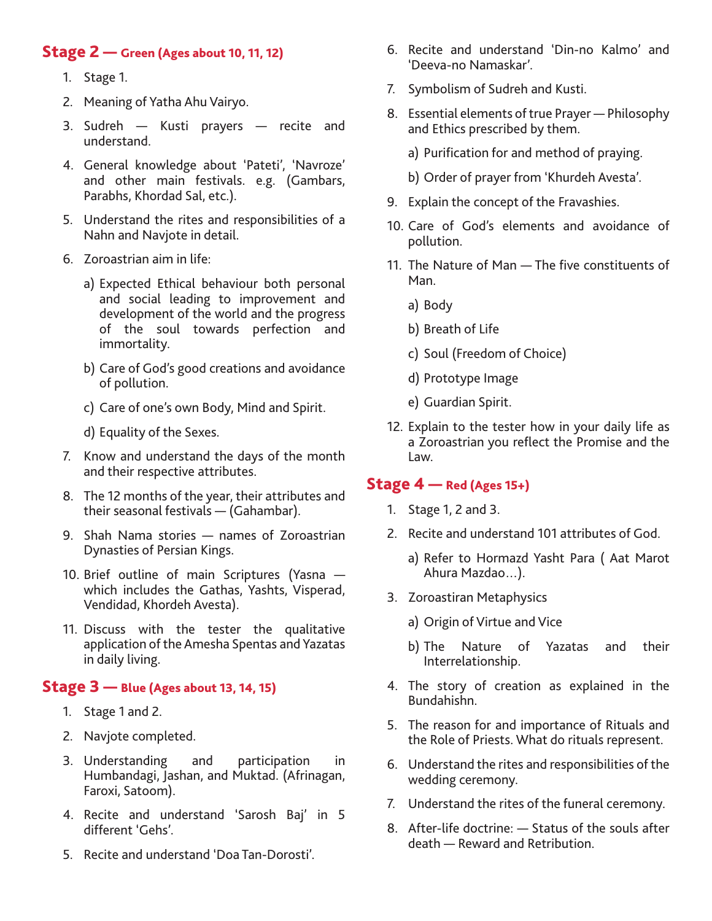## Stage 2 — Green (Ages about 10, 11, 12)

1. Stage 1.
2. Meaning of Yatha Ahu Vairyo.
3. Sudreh — Kusti prayers — recite and understand.
4. General knowledge about 'Pateti', 'Navroze' and other main festivals. e.g. (Gambars, Parabhs, Khordad Sal, etc.).
5. Understand the rites and responsibilities of a Nahn and Navjote in detail.
6. Zoroastrian aim in life:
   a) Expected Ethical behaviour both personal and social leading to improvement and development of the world and the progress of the soul towards perfection and immortality.
   b) Care of God's good creations and avoidance of pollution.
   c) Care of one's own Body, Mind and Spirit.
   d) Equality of the Sexes.
7. Know and understand the days of the month and their respective attributes.
8. The 12 months of the year, their attributes and their seasonal festivals — (Gahambar).
9. Shah Nama stories — names of Zoroastrian Dynasties of Persian Kings.
10. Brief outline of main Scriptures (Yasna — which includes the Gathas, Yashts, Visperad, Vendidad, Khordeh Avesta).
11. Discuss with the tester the qualitative application of the Amesha Spentas and Yazatas in daily living.

## Stage 3 — Blue (Ages about 13, 14, 15)

1. Stage 1 and 2.
2. Navjote completed.
3. Understanding and participation in Humbandagi, Jashan, and Muktad. (Afrinagan, Faroxi, Satoom).
4. Recite and understand 'Sarosh Baj' in 5 different 'Gehs'.
5. Recite and understand 'Doa Tan-Dorosti'.
6. Recite and understand 'Din-no Kalmo' and 'Deeva-no Namaskar'.
7. Symbolism of Sudreh and Kusti.
8. Essential elements of true Prayer — Philosophy and Ethics prescribed by them.
   a) Purification for and method of praying.
   b) Order of prayer from 'Khurdeh Avesta'.
9. Explain the concept of the Fravashies.
10. Care of God's elements and avoidance of pollution.
11. The Nature of Man — The five constituents of Man.
    a) Body
    b) Breath of Life
    c) Soul (Freedom of Choice)
    d) Prototype Image
    e) Guardian Spirit.
12. Explain to the tester how in your daily life as a Zoroastrian you reflect the Promise and the Law.

## Stage 4 — Red (Ages 15+)

1. Stage 1, 2 and 3.
2. Recite and understand 101 attributes of God.
   a) Refer to Hormazd Yasht Para ( Aat Marot Ahura Mazdao...).
3. Zoroastiran Metaphysics
   a) Origin of Virtue and Vice
   b) The Nature of Yazatas and their Interrelationship.
4. The story of creation as explained in the Bundahishn.
5. The reason for and importance of Rituals and the Role of Priests. What do rituals represent.
6. Understand the rites and responsibilities of the wedding ceremony.
7. Understand the rites of the funeral ceremony.
8. After-life doctrine: — Status of the souls after death — Reward and Retribution.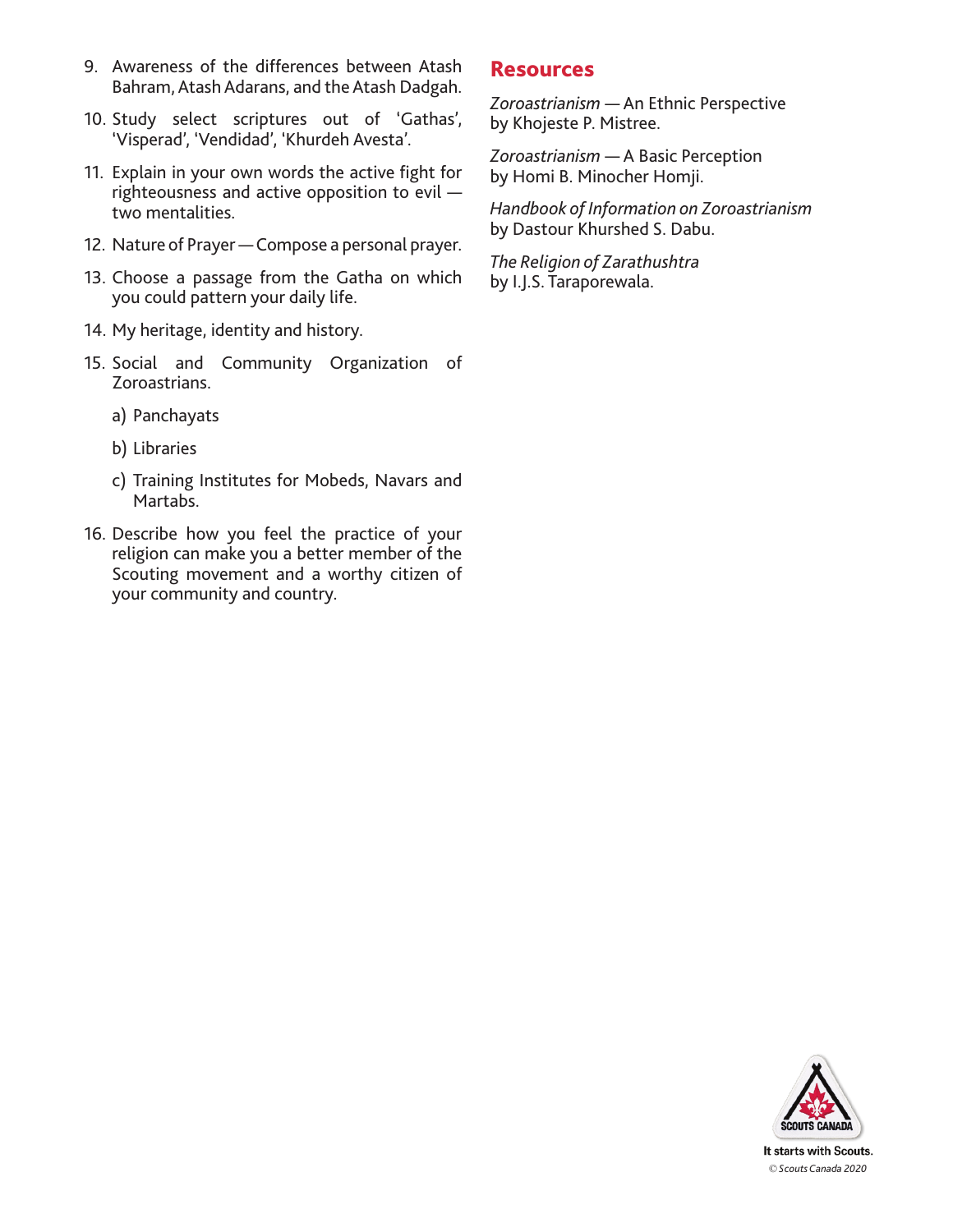9. Awareness of the differences between Atash Bahram, Atash Adarans, and the Atash Dadgah.
10. Study select scriptures out of 'Gathas', 'Visperad', 'Vendidad', 'Khurdeh Avesta'.
11. Explain in your own words the active fight for righteousness and active opposition to evil — two mentalities.
12. Nature of Prayer — Compose a personal prayer.
13. Choose a passage from the Gatha on which you could pattern your daily life.
14. My heritage, identity and history.
15. Social and Community Organization of Zoroastrians.
    a) Panchayats
    b) Libraries
    c) Training Institutes for Mobeds, Navars and Martabs.
16. Describe how you feel the practice of your religion can make you a better member of the Scouting movement and a worthy citizen of your community and country.

## Resources

*Zoroastrianism* — An Ethnic Perspective by Khojeste P. Mistree.

*Zoroastrianism* — A Basic Perception by Homi B. Minocher Homji.

*Handbook of Information on Zoroastrianism* by Dastour Khurshed S. Dabu.

*The Religion of Zarathushtra* by I.J.S. Taraporewala.

SCOUTS CANADA

It starts with Scouts.

*© Scouts Canada 2020*